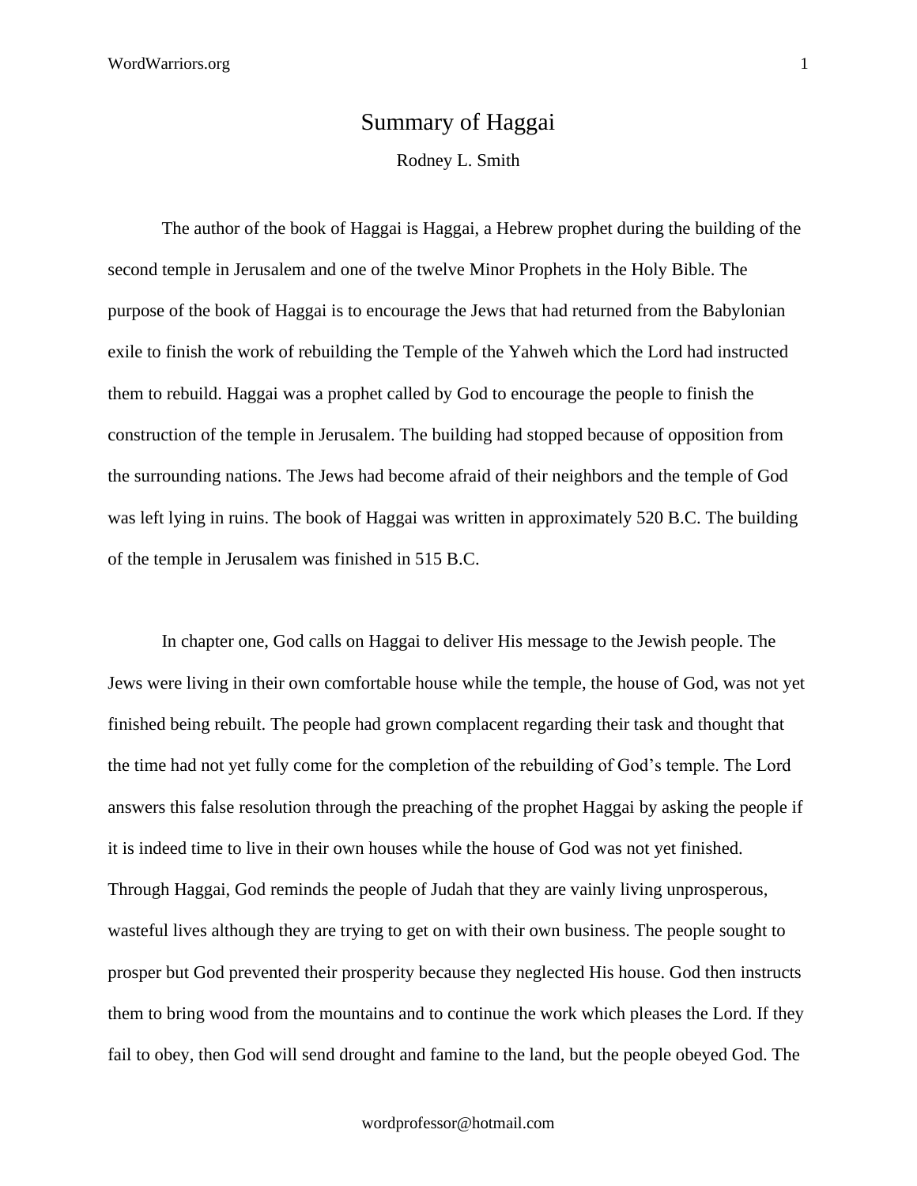# Summary of Haggai

Rodney L. Smith

The author of the book of Haggai is Haggai, a Hebrew prophet during the building of the second temple in Jerusalem and one of the twelve Minor Prophets in the Holy Bible. The purpose of the book of Haggai is to encourage the Jews that had returned from the Babylonian exile to finish the work of rebuilding the Temple of the Yahweh which the Lord had instructed them to rebuild. Haggai was a prophet called by God to encourage the people to finish the construction of the temple in Jerusalem. The building had stopped because of opposition from the surrounding nations. The Jews had become afraid of their neighbors and the temple of God was left lying in ruins. The book of Haggai was written in approximately 520 B.C. The building of the temple in Jerusalem was finished in 515 B.C.

In chapter one, God calls on Haggai to deliver His message to the Jewish people. The Jews were living in their own comfortable house while the temple, the house of God, was not yet finished being rebuilt. The people had grown complacent regarding their task and thought that the time had not yet fully come for the completion of the rebuilding of God's temple. The Lord answers this false resolution through the preaching of the prophet Haggai by asking the people if it is indeed time to live in their own houses while the house of God was not yet finished. Through Haggai, God reminds the people of Judah that they are vainly living unprosperous, wasteful lives although they are trying to get on with their own business. The people sought to prosper but God prevented their prosperity because they neglected His house. God then instructs them to bring wood from the mountains and to continue the work which pleases the Lord. If they fail to obey, then God will send drought and famine to the land, but the people obeyed God. The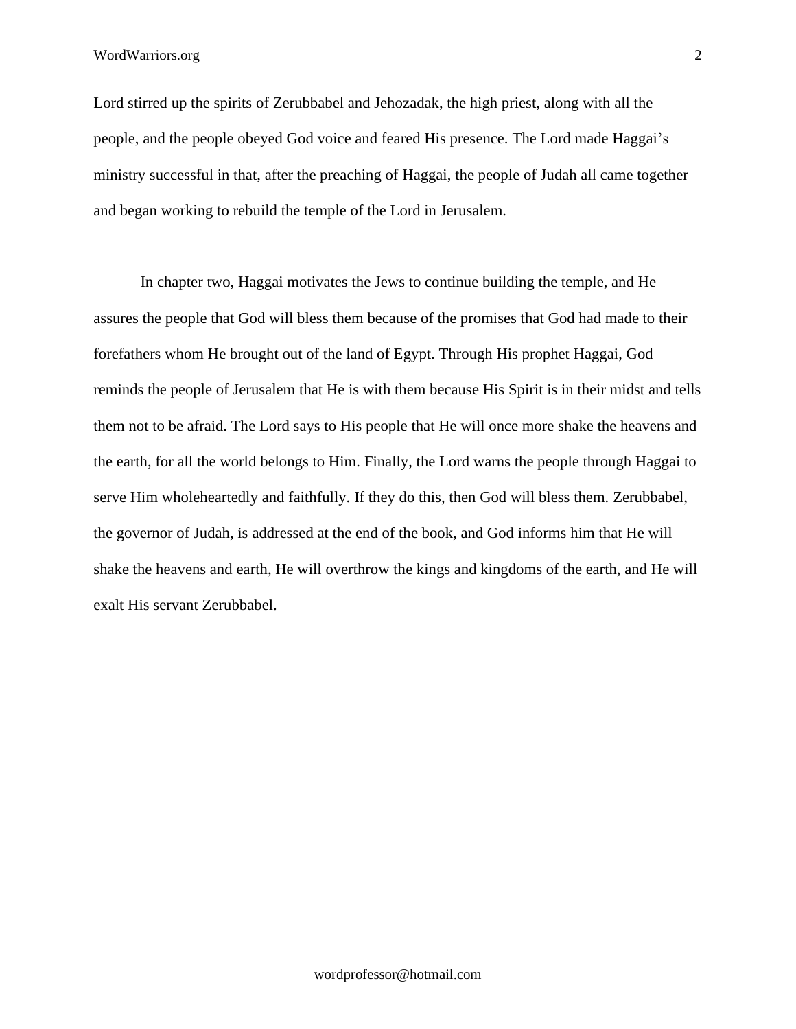Lord stirred up the spirits of Zerubbabel and Jehozadak, the high priest, along with all the people, and the people obeyed God voice and feared His presence. The Lord made Haggai's ministry successful in that, after the preaching of Haggai, the people of Judah all came together and began working to rebuild the temple of the Lord in Jerusalem.

In chapter two, Haggai motivates the Jews to continue building the temple, and He assures the people that God will bless them because of the promises that God had made to their forefathers whom He brought out of the land of Egypt. Through His prophet Haggai, God reminds the people of Jerusalem that He is with them because His Spirit is in their midst and tells them not to be afraid. The Lord says to His people that He will once more shake the heavens and the earth, for all the world belongs to Him. Finally, the Lord warns the people through Haggai to serve Him wholeheartedly and faithfully. If they do this, then God will bless them. Zerubbabel, the governor of Judah, is addressed at the end of the book, and God informs him that He will shake the heavens and earth, He will overthrow the kings and kingdoms of the earth, and He will exalt His servant Zerubbabel.